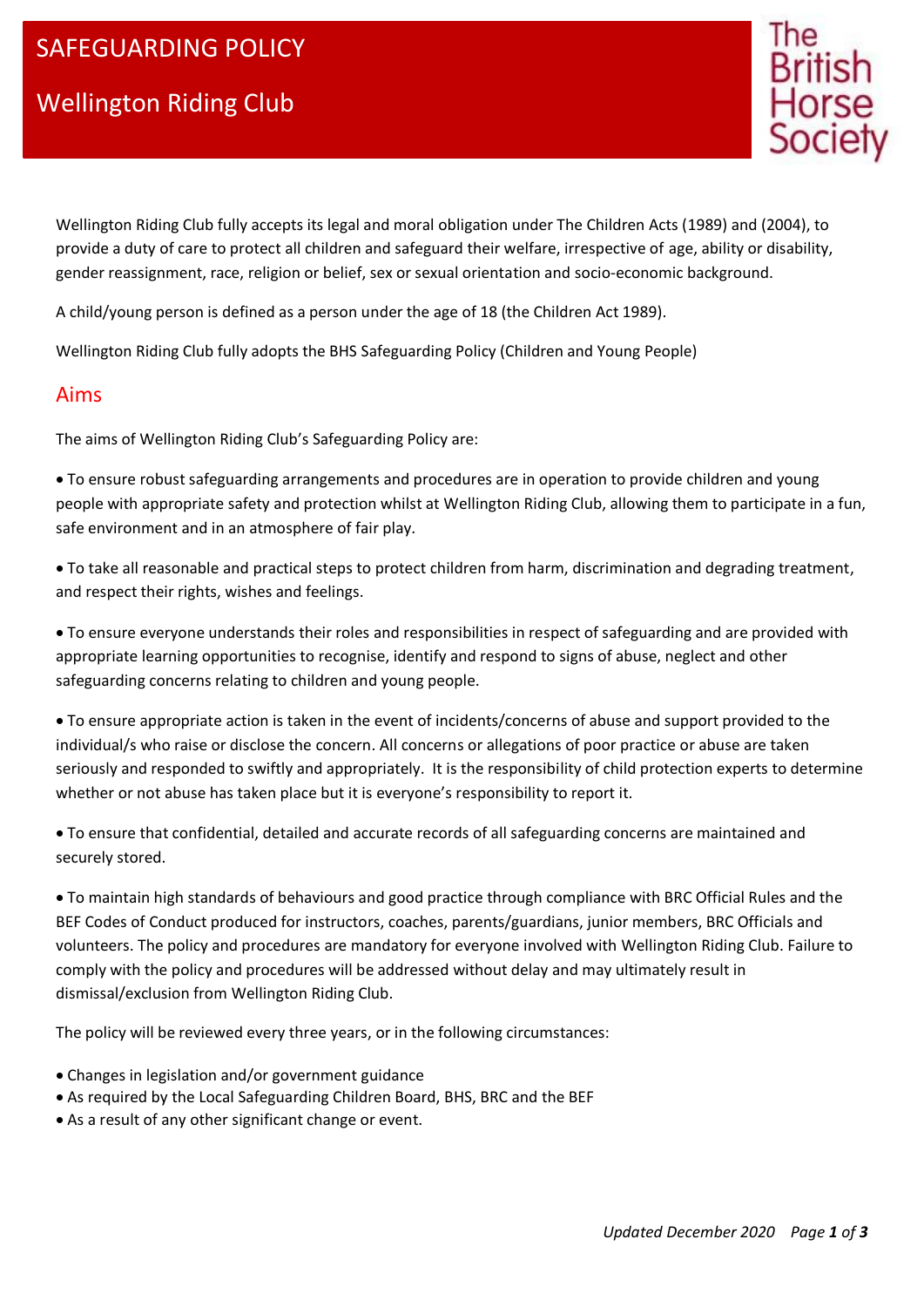# SAFEGUARDING POLICY

## Wellington Riding Club

The British Horse Society

Wellington Riding Club fully accepts its legal and moral obligation under The Children Acts (1989) and (2004), to provide a duty of care to protect all children and safeguard their welfare, irrespective of age, ability or disability, gender reassignment, race, religion or belief, sex or sexual orientation and socio-economic background.

A child/young person is defined as a person under the age of 18 (the Children Act 1989).

Wellington Riding Club fully adopts the BHS Safeguarding Policy (Children and Young People)

## Aims

The aims of Wellington Riding Club's Safeguarding Policy are:

- To ensure robust safeguarding arrangements and procedures are in operation to provide children and young people with appropriate safety and protection whilst at Wellington Riding Club, allowing them to participate in a fun, safe environment and in an atmosphere of fair play.

- To take all reasonable and practical steps to protect children from harm, discrimination and degrading treatment, and respect their rights, wishes and feelings.

- To ensure everyone understands their roles and responsibilities in respect of safeguarding and are provided with appropriate learning opportunities to recognise, identify and respond to signs of abuse, neglect and other safeguarding concerns relating to children and young people.

- To ensure appropriate action is taken in the event of incidents/concerns of abuse and support provided to the individual/s who raise or disclose the concern. All concerns or allegations of poor practice or abuse are taken seriously and responded to swiftly and appropriately. It is the responsibility of child protection experts to determine whether or not abuse has taken place but it is everyone's responsibility to report it.

- To ensure that confidential, detailed and accurate records of all safeguarding concerns are maintained and securely stored.

- To maintain high standards of behaviours and good practice through compliance with BRC Official Rules and the BEF Codes of Conduct produced for instructors, coaches, parents/guardians, junior members, BRC Officials and volunteers. The policy and procedures are mandatory for everyone involved with Wellington Riding Club. Failure to comply with the policy and procedures will be addressed without delay and may ultimately result in dismissal/exclusion from Wellington Riding Club.

The policy will be reviewed every three years, or in the following circumstances:

- Changes in legislation and/or government guidance
- As required by the Local Safeguarding Children Board, BHS, BRC and the BEF
- As a result of any other significant change or event.

*Updated December 2020*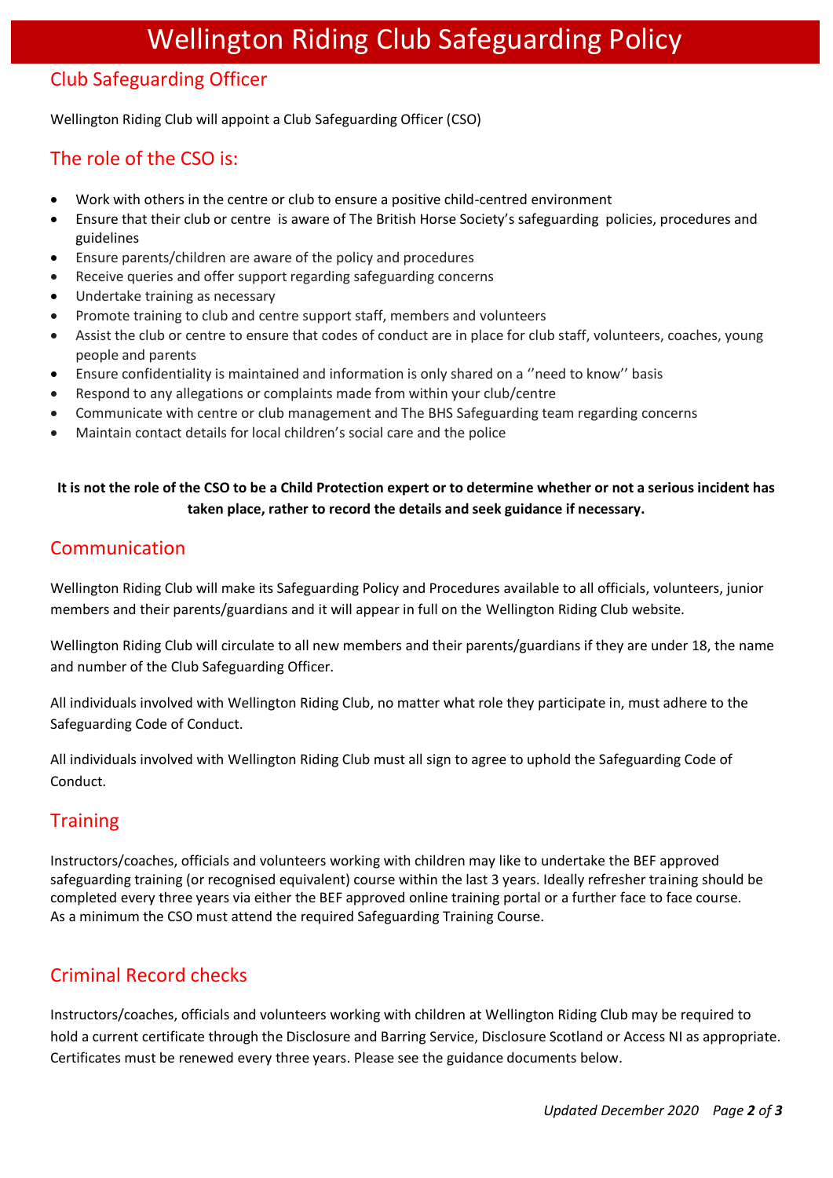# Wellington Riding Club Safeguarding Policy

## Club Safeguarding Officer

Wellington Riding Club will appoint a Club Safeguarding Officer (CSO)

## The role of the CSO is:

- Work with others in the centre or club to ensure a positive child-centred environment
- Ensure that their club or centre is aware of The British Horse Society's safeguarding policies, procedures and guidelines
- Ensure parents/children are aware of the policy and procedures
- Receive queries and offer support regarding safeguarding concerns
- Undertake training as necessary
- Promote training to club and centre support staff, members and volunteers
- Assist the club or centre to ensure that codes of conduct are in place for club staff, volunteers, coaches, young people and parents
- Ensure confidentiality is maintained and information is only shared on a ''need to know'' basis
- Respond to any allegations or complaints made from within your club/centre
- Communicate with centre or club management and The BHS Safeguarding team regarding concerns
- Maintain contact details for local children's social care and the police

**It is not the role of the CSO to be a Child Protection expert or to determine whether or not a serious incident has taken place, rather to record the details and seek guidance if necessary.**

## Communication

Wellington Riding Club will make its Safeguarding Policy and Procedures available to all officials, volunteers, junior members and their parents/guardians and it will appear in full on the Wellington Riding Club website.

Wellington Riding Club will circulate to all new members and their parents/guardians if they are under 18, the name and number of the Club Safeguarding Officer.

All individuals involved with Wellington Riding Club, no matter what role they participate in, must adhere to the Safeguarding Code of Conduct.

All individuals involved with Wellington Riding Club must all sign to agree to uphold the Safeguarding Code of Conduct.

## Training

Instructors/coaches, officials and volunteers working with children may like to undertake the BEF approved safeguarding training (or recognised equivalent) course within the last 3 years. Ideally refresher training should be completed every three years via either the BEF approved online training portal or a further face to face course. As a minimum the CSO must attend the required Safeguarding Training Course.

## Criminal Record checks

Instructors/coaches, officials and volunteers working with children at Wellington Riding Club may be required to hold a current certificate through the Disclosure and Barring Service, Disclosure Scotland or Access NI as appropriate. Certificates must be renewed every three years. Please see the guidance documents below.

*Updated December 2020*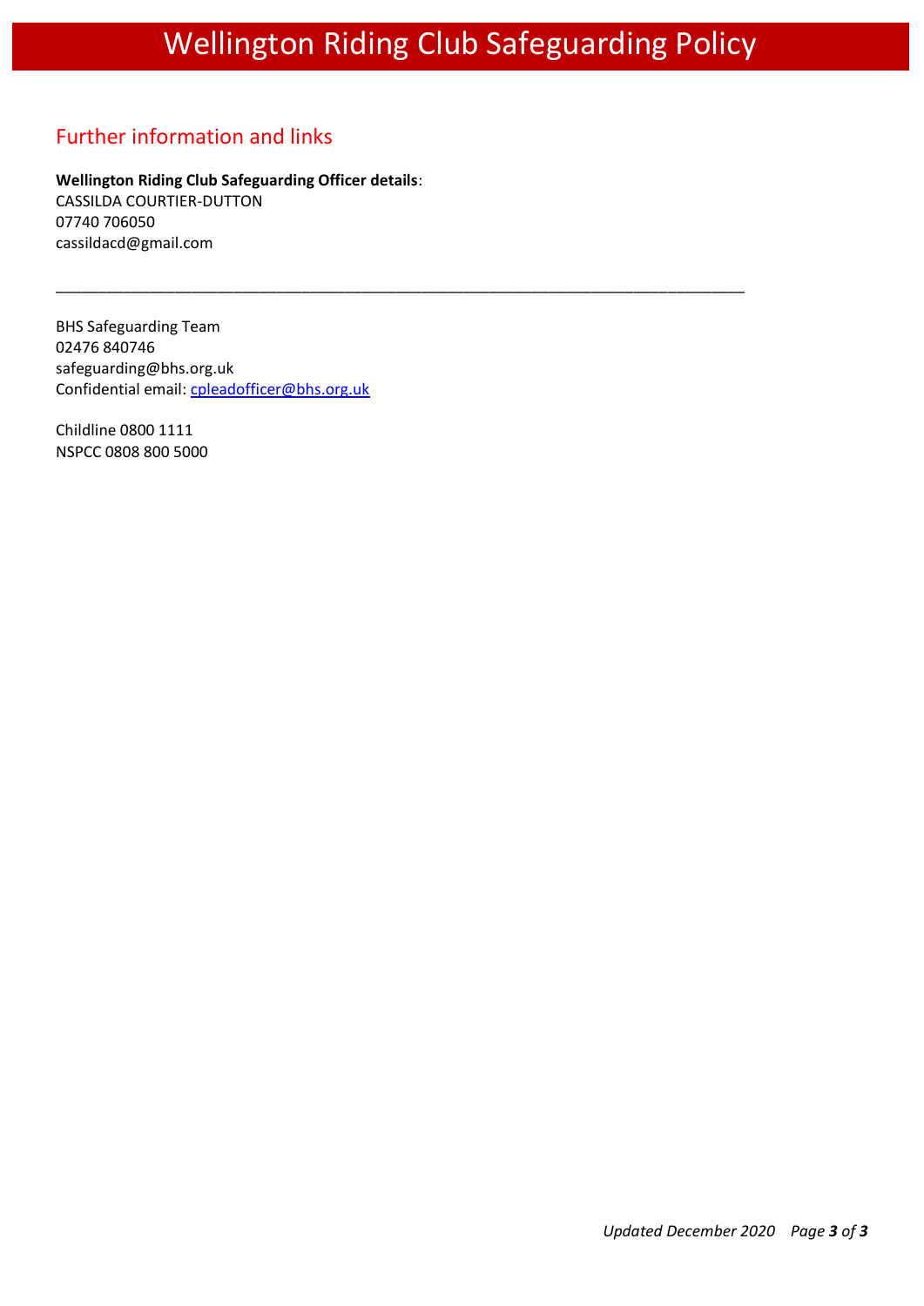## Further information and links

**Wellington Riding Club Safeguarding Officer details**:
CASSILDA COURTIER-DUTTON
07740 706050
cassildacd@gmail.com

---

BHS Safeguarding Team
02476 840746
safeguarding@bhs.org.uk
Confidential email: cpleadofficer@bhs.org.uk

Childline 0800 1111
NSPCC 0808 800 5000

*Updated December 2020*